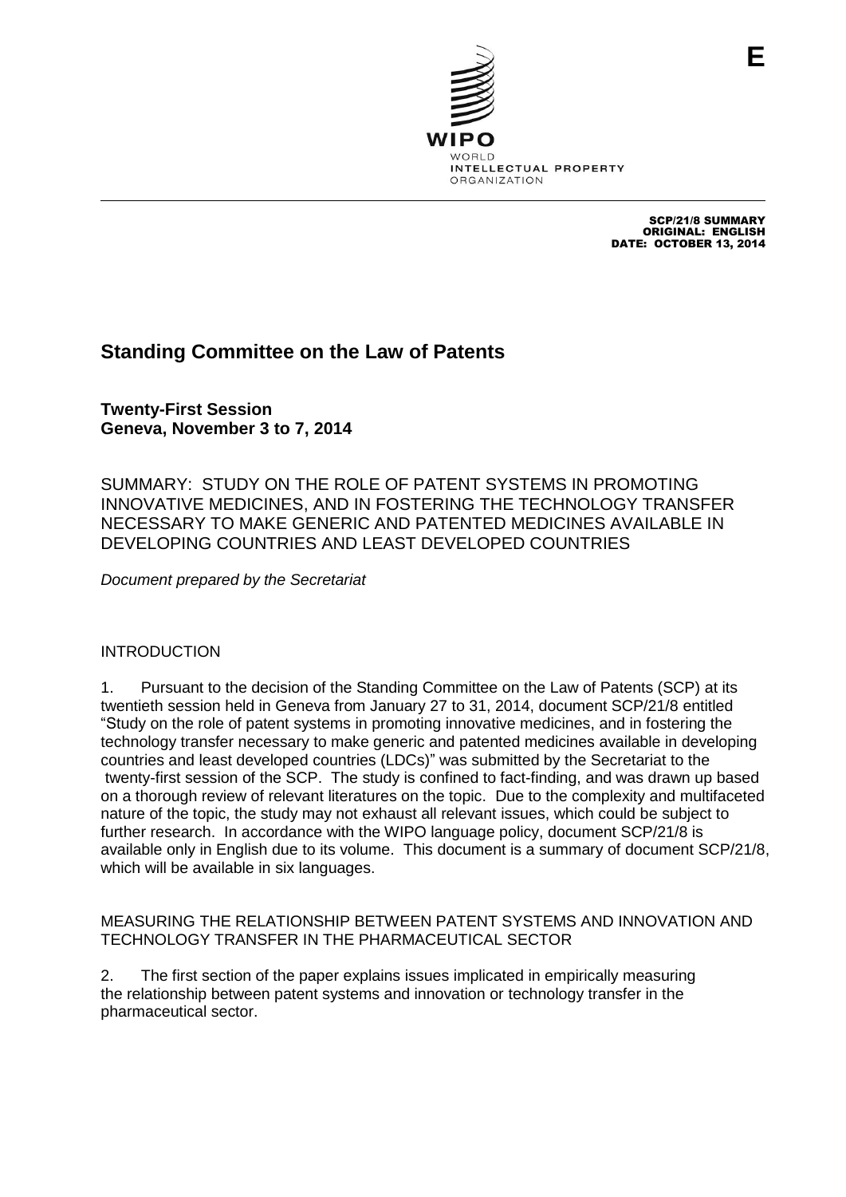E

WIPO
WORLD
INTELLECTUAL PROPERTY
ORGANIZATION

SCP/21/8 SUMMARY
ORIGINAL: ENGLISH
DATE: OCTOBER 13, 2014

# Standing Committee on the Law of Patents

**Twenty-First Session**
**Geneva, November 3 to 7, 2014**

SUMMARY: STUDY ON THE ROLE OF PATENT SYSTEMS IN PROMOTING INNOVATIVE MEDICINES, AND IN FOSTERING THE TECHNOLOGY TRANSFER NECESSARY TO MAKE GENERIC AND PATENTED MEDICINES AVAILABLE IN DEVELOPING COUNTRIES AND LEAST DEVELOPED COUNTRIES

*Document prepared by the Secretariat*

## INTRODUCTION

1. Pursuant to the decision of the Standing Committee on the Law of Patents (SCP) at its twentieth session held in Geneva from January 27 to 31, 2014, document SCP/21/8 entitled "Study on the role of patent systems in promoting innovative medicines, and in fostering the technology transfer necessary to make generic and patented medicines available in developing countries and least developed countries (LDCs)" was submitted by the Secretariat to the twenty-first session of the SCP. The study is confined to fact-finding, and was drawn up based on a thorough review of relevant literatures on the topic. Due to the complexity and multifaceted nature of the topic, the study may not exhaust all relevant issues, which could be subject to further research. In accordance with the WIPO language policy, document SCP/21/8 is available only in English due to its volume. This document is a summary of document SCP/21/8, which will be available in six languages.

## MEASURING THE RELATIONSHIP BETWEEN PATENT SYSTEMS AND INNOVATION AND TECHNOLOGY TRANSFER IN THE PHARMACEUTICAL SECTOR

2. The first section of the paper explains issues implicated in empirically measuring the relationship between patent systems and innovation or technology transfer in the pharmaceutical sector.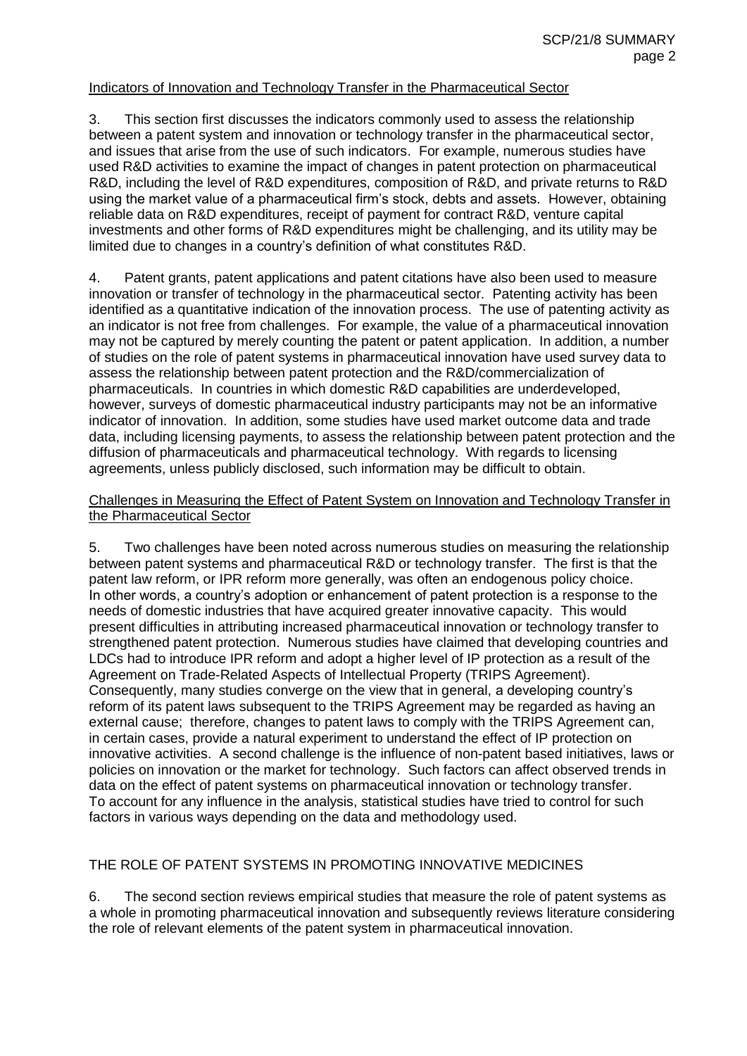Indicators of Innovation and Technology Transfer in the Pharmaceutical Sector

3. This section first discusses the indicators commonly used to assess the relationship between a patent system and innovation or technology transfer in the pharmaceutical sector, and issues that arise from the use of such indicators. For example, numerous studies have used R&D activities to examine the impact of changes in patent protection on pharmaceutical R&D, including the level of R&D expenditures, composition of R&D, and private returns to R&D using the market value of a pharmaceutical firm's stock, debts and assets. However, obtaining reliable data on R&D expenditures, receipt of payment for contract R&D, venture capital investments and other forms of R&D expenditures might be challenging, and its utility may be limited due to changes in a country's definition of what constitutes R&D.

4. Patent grants, patent applications and patent citations have also been used to measure innovation or transfer of technology in the pharmaceutical sector. Patenting activity has been identified as a quantitative indication of the innovation process. The use of patenting activity as an indicator is not free from challenges. For example, the value of a pharmaceutical innovation may not be captured by merely counting the patent or patent application. In addition, a number of studies on the role of patent systems in pharmaceutical innovation have used survey data to assess the relationship between patent protection and the R&D/commercialization of pharmaceuticals. In countries in which domestic R&D capabilities are underdeveloped, however, surveys of domestic pharmaceutical industry participants may not be an informative indicator of innovation. In addition, some studies have used market outcome data and trade data, including licensing payments, to assess the relationship between patent protection and the diffusion of pharmaceuticals and pharmaceutical technology. With regards to licensing agreements, unless publicly disclosed, such information may be difficult to obtain.

Challenges in Measuring the Effect of Patent System on Innovation and Technology Transfer in the Pharmaceutical Sector

5. Two challenges have been noted across numerous studies on measuring the relationship between patent systems and pharmaceutical R&D or technology transfer. The first is that the patent law reform, or IPR reform more generally, was often an endogenous policy choice. In other words, a country's adoption or enhancement of patent protection is a response to the needs of domestic industries that have acquired greater innovative capacity. This would present difficulties in attributing increased pharmaceutical innovation or technology transfer to strengthened patent protection. Numerous studies have claimed that developing countries and LDCs had to introduce IPR reform and adopt a higher level of IP protection as a result of the Agreement on Trade-Related Aspects of Intellectual Property (TRIPS Agreement). Consequently, many studies converge on the view that in general, a developing country's reform of its patent laws subsequent to the TRIPS Agreement may be regarded as having an external cause; therefore, changes to patent laws to comply with the TRIPS Agreement can, in certain cases, provide a natural experiment to understand the effect of IP protection on innovative activities. A second challenge is the influence of non-patent based initiatives, laws or policies on innovation or the market for technology. Such factors can affect observed trends in data on the effect of patent systems on pharmaceutical innovation or technology transfer. To account for any influence in the analysis, statistical studies have tried to control for such factors in various ways depending on the data and methodology used.

## THE ROLE OF PATENT SYSTEMS IN PROMOTING INNOVATIVE MEDICINES

6. The second section reviews empirical studies that measure the role of patent systems as a whole in promoting pharmaceutical innovation and subsequently reviews literature considering the role of relevant elements of the patent system in pharmaceutical innovation.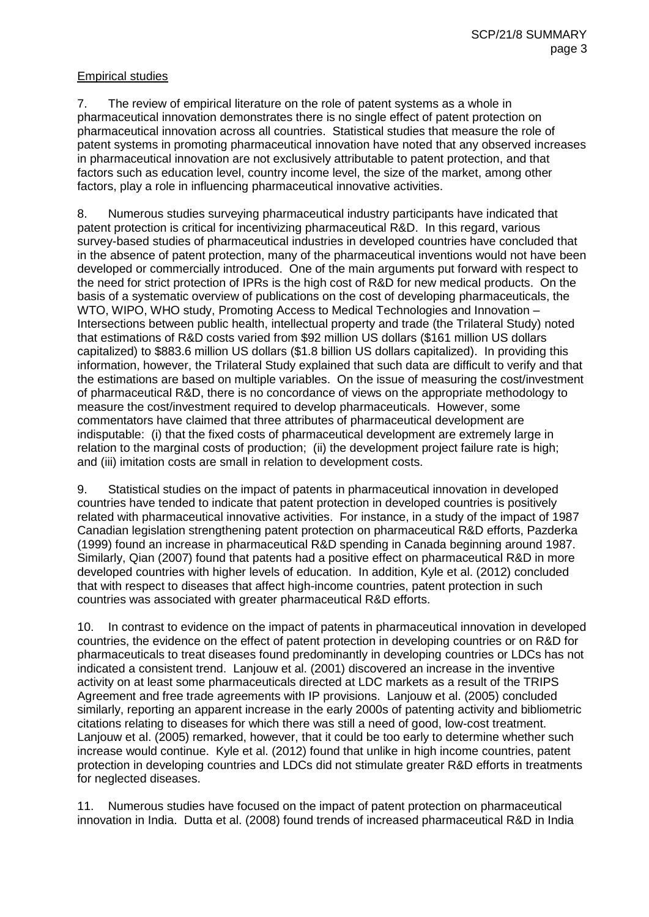Empirical studies

7. The review of empirical literature on the role of patent systems as a whole in pharmaceutical innovation demonstrates there is no single effect of patent protection on pharmaceutical innovation across all countries. Statistical studies that measure the role of patent systems in promoting pharmaceutical innovation have noted that any observed increases in pharmaceutical innovation are not exclusively attributable to patent protection, and that factors such as education level, country income level, the size of the market, among other factors, play a role in influencing pharmaceutical innovative activities.

8. Numerous studies surveying pharmaceutical industry participants have indicated that patent protection is critical for incentivizing pharmaceutical R&D. In this regard, various survey-based studies of pharmaceutical industries in developed countries have concluded that in the absence of patent protection, many of the pharmaceutical inventions would not have been developed or commercially introduced. One of the main arguments put forward with respect to the need for strict protection of IPRs is the high cost of R&D for new medical products. On the basis of a systematic overview of publications on the cost of developing pharmaceuticals, the WTO, WIPO, WHO study, Promoting Access to Medical Technologies and Innovation – Intersections between public health, intellectual property and trade (the Trilateral Study) noted that estimations of R&D costs varied from $92 million US dollars ($161 million US dollars capitalized) to $883.6 million US dollars ($1.8 billion US dollars capitalized). In providing this information, however, the Trilateral Study explained that such data are difficult to verify and that the estimations are based on multiple variables. On the issue of measuring the cost/investment of pharmaceutical R&D, there is no concordance of views on the appropriate methodology to measure the cost/investment required to develop pharmaceuticals. However, some commentators have claimed that three attributes of pharmaceutical development are indisputable: (i) that the fixed costs of pharmaceutical development are extremely large in relation to the marginal costs of production; (ii) the development project failure rate is high; and (iii) imitation costs are small in relation to development costs.

9. Statistical studies on the impact of patents in pharmaceutical innovation in developed countries have tended to indicate that patent protection in developed countries is positively related with pharmaceutical innovative activities. For instance, in a study of the impact of 1987 Canadian legislation strengthening patent protection on pharmaceutical R&D efforts, Pazderka (1999) found an increase in pharmaceutical R&D spending in Canada beginning around 1987. Similarly, Qian (2007) found that patents had a positive effect on pharmaceutical R&D in more developed countries with higher levels of education. In addition, Kyle et al. (2012) concluded that with respect to diseases that affect high-income countries, patent protection in such countries was associated with greater pharmaceutical R&D efforts.

10. In contrast to evidence on the impact of patents in pharmaceutical innovation in developed countries, the evidence on the effect of patent protection in developing countries or on R&D for pharmaceuticals to treat diseases found predominantly in developing countries or LDCs has not indicated a consistent trend. Lanjouw et al. (2001) discovered an increase in the inventive activity on at least some pharmaceuticals directed at LDC markets as a result of the TRIPS Agreement and free trade agreements with IP provisions. Lanjouw et al. (2005) concluded similarly, reporting an apparent increase in the early 2000s of patenting activity and bibliometric citations relating to diseases for which there was still a need of good, low-cost treatment. Lanjouw et al. (2005) remarked, however, that it could be too early to determine whether such increase would continue. Kyle et al. (2012) found that unlike in high income countries, patent protection in developing countries and LDCs did not stimulate greater R&D efforts in treatments for neglected diseases.

11. Numerous studies have focused on the impact of patent protection on pharmaceutical innovation in India. Dutta et al. (2008) found trends of increased pharmaceutical R&D in India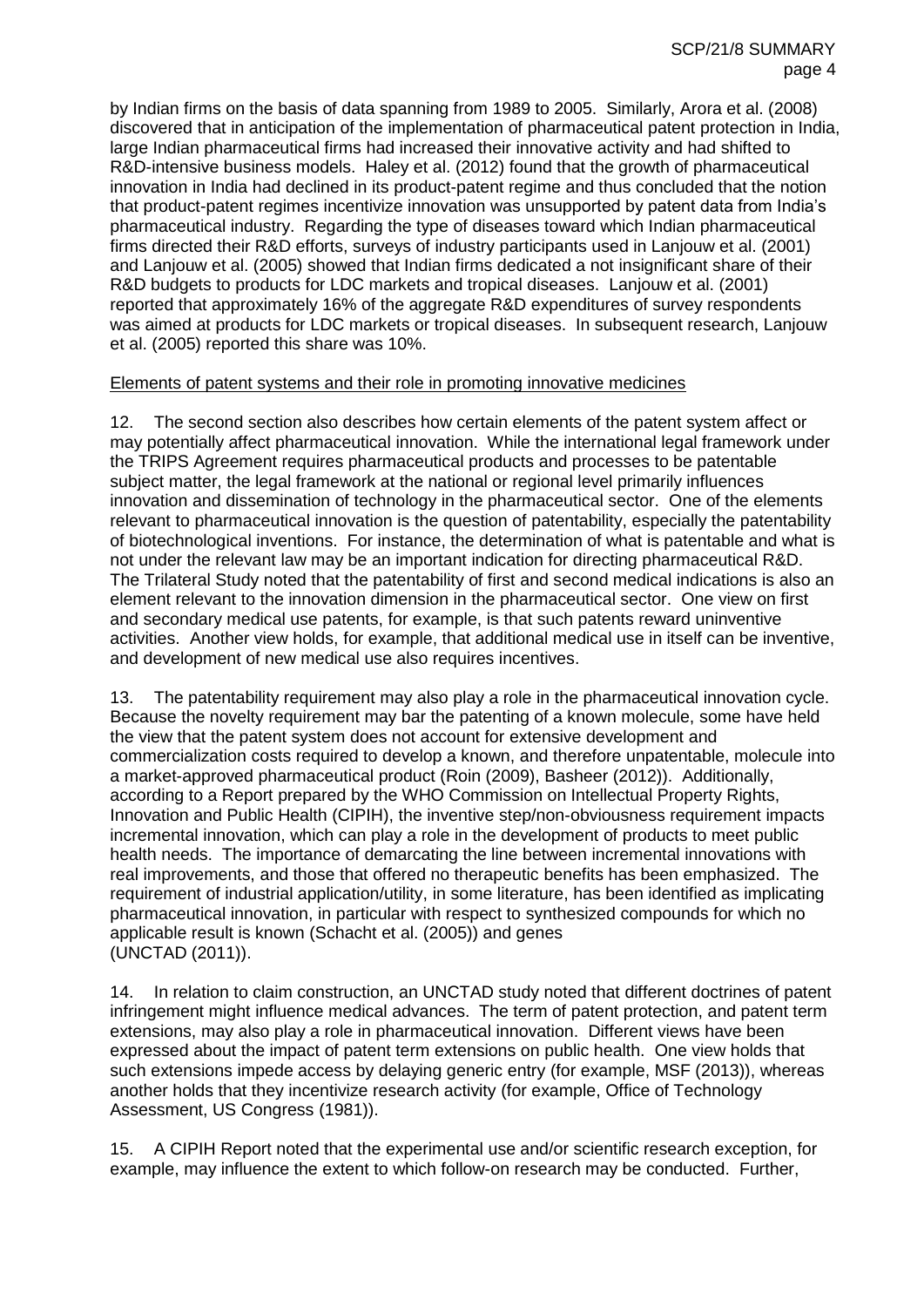by Indian firms on the basis of data spanning from 1989 to 2005. Similarly, Arora et al. (2008) discovered that in anticipation of the implementation of pharmaceutical patent protection in India, large Indian pharmaceutical firms had increased their innovative activity and had shifted to R&D-intensive business models. Haley et al. (2012) found that the growth of pharmaceutical innovation in India had declined in its product-patent regime and thus concluded that the notion that product-patent regimes incentivize innovation was unsupported by patent data from India's pharmaceutical industry. Regarding the type of diseases toward which Indian pharmaceutical firms directed their R&D efforts, surveys of industry participants used in Lanjouw et al. (2001) and Lanjouw et al. (2005) showed that Indian firms dedicated a not insignificant share of their R&D budgets to products for LDC markets and tropical diseases. Lanjouw et al. (2001) reported that approximately 16% of the aggregate R&D expenditures of survey respondents was aimed at products for LDC markets or tropical diseases. In subsequent research, Lanjouw et al. (2005) reported this share was 10%.

<u>Elements of patent systems and their role in promoting innovative medicines</u>

12. The second section also describes how certain elements of the patent system affect or may potentially affect pharmaceutical innovation. While the international legal framework under the TRIPS Agreement requires pharmaceutical products and processes to be patentable subject matter, the legal framework at the national or regional level primarily influences innovation and dissemination of technology in the pharmaceutical sector. One of the elements relevant to pharmaceutical innovation is the question of patentability, especially the patentability of biotechnological inventions. For instance, the determination of what is patentable and what is not under the relevant law may be an important indication for directing pharmaceutical R&D. The Trilateral Study noted that the patentability of first and second medical indications is also an element relevant to the innovation dimension in the pharmaceutical sector. One view on first and secondary medical use patents, for example, is that such patents reward uninventive activities. Another view holds, for example, that additional medical use in itself can be inventive, and development of new medical use also requires incentives.

13. The patentability requirement may also play a role in the pharmaceutical innovation cycle. Because the novelty requirement may bar the patenting of a known molecule, some have held the view that the patent system does not account for extensive development and commercialization costs required to develop a known, and therefore unpatentable, molecule into a market-approved pharmaceutical product (Roin (2009), Basheer (2012)). Additionally, according to a Report prepared by the WHO Commission on Intellectual Property Rights, Innovation and Public Health (CIPIH), the inventive step/non-obviousness requirement impacts incremental innovation, which can play a role in the development of products to meet public health needs. The importance of demarcating the line between incremental innovations with real improvements, and those that offered no therapeutic benefits has been emphasized. The requirement of industrial application/utility, in some literature, has been identified as implicating pharmaceutical innovation, in particular with respect to synthesized compounds for which no applicable result is known (Schacht et al. (2005)) and genes (UNCTAD (2011)).

14. In relation to claim construction, an UNCTAD study noted that different doctrines of patent infringement might influence medical advances. The term of patent protection, and patent term extensions, may also play a role in pharmaceutical innovation. Different views have been expressed about the impact of patent term extensions on public health. One view holds that such extensions impede access by delaying generic entry (for example, MSF (2013)), whereas another holds that they incentivize research activity (for example, Office of Technology Assessment, US Congress (1981)).

15. A CIPIH Report noted that the experimental use and/or scientific research exception, for example, may influence the extent to which follow-on research may be conducted. Further,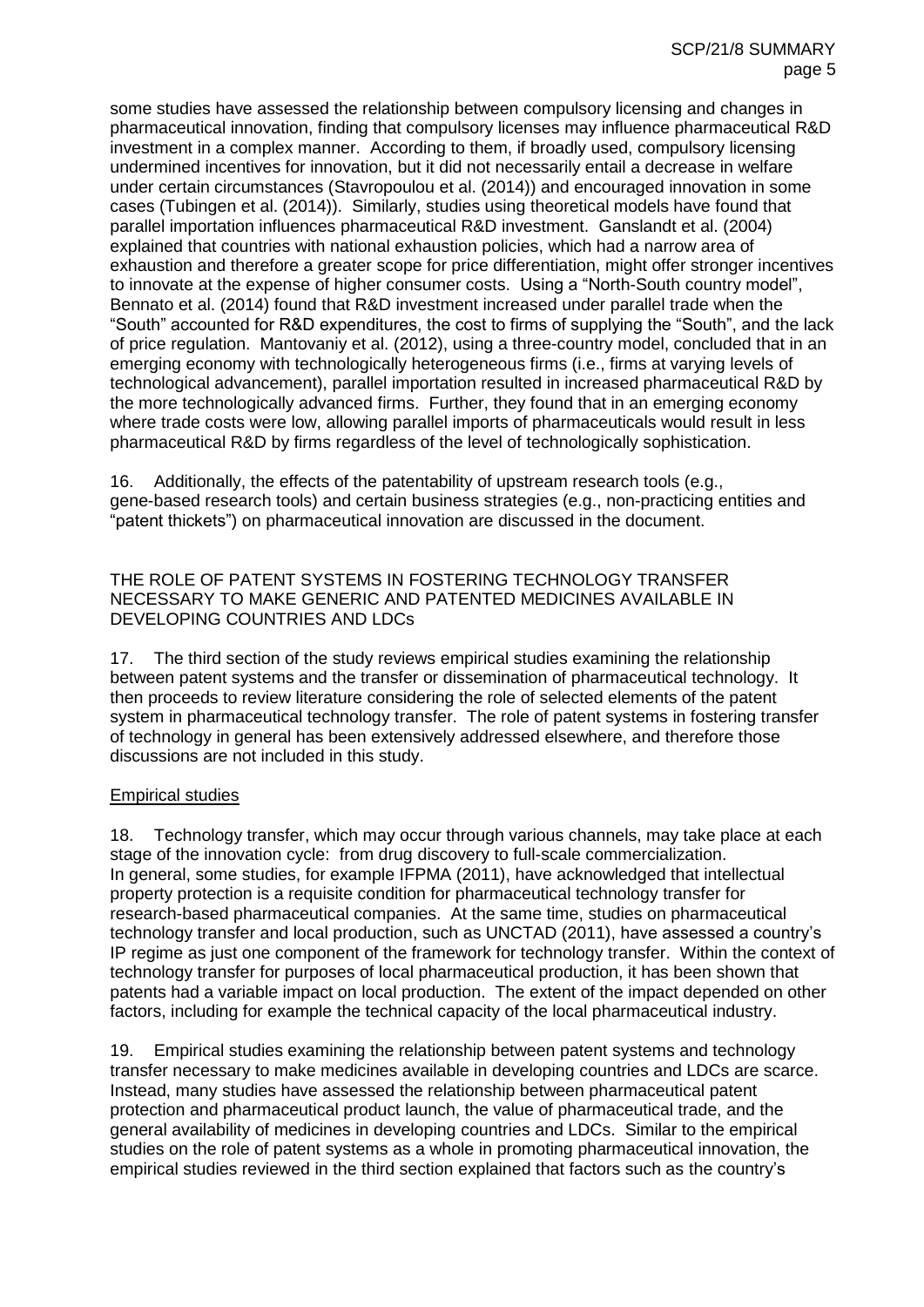some studies have assessed the relationship between compulsory licensing and changes in pharmaceutical innovation, finding that compulsory licenses may influence pharmaceutical R&D investment in a complex manner. According to them, if broadly used, compulsory licensing undermined incentives for innovation, but it did not necessarily entail a decrease in welfare under certain circumstances (Stavropoulou et al. (2014)) and encouraged innovation in some cases (Tubingen et al. (2014)). Similarly, studies using theoretical models have found that parallel importation influences pharmaceutical R&D investment. Ganslandt et al. (2004) explained that countries with national exhaustion policies, which had a narrow area of exhaustion and therefore a greater scope for price differentiation, might offer stronger incentives to innovate at the expense of higher consumer costs. Using a "North-South country model", Bennato et al. (2014) found that R&D investment increased under parallel trade when the "South" accounted for R&D expenditures, the cost to firms of supplying the "South", and the lack of price regulation. Mantovaniy et al. (2012), using a three-country model, concluded that in an emerging economy with technologically heterogeneous firms (i.e., firms at varying levels of technological advancement), parallel importation resulted in increased pharmaceutical R&D by the more technologically advanced firms. Further, they found that in an emerging economy where trade costs were low, allowing parallel imports of pharmaceuticals would result in less pharmaceutical R&D by firms regardless of the level of technologically sophistication.

16. Additionally, the effects of the patentability of upstream research tools (e.g., gene-based research tools) and certain business strategies (e.g., non-practicing entities and "patent thickets") on pharmaceutical innovation are discussed in the document.

## THE ROLE OF PATENT SYSTEMS IN FOSTERING TECHNOLOGY TRANSFER NECESSARY TO MAKE GENERIC AND PATENTED MEDICINES AVAILABLE IN DEVELOPING COUNTRIES AND LDCs

17. The third section of the study reviews empirical studies examining the relationship between patent systems and the transfer or dissemination of pharmaceutical technology. It then proceeds to review literature considering the role of selected elements of the patent system in pharmaceutical technology transfer. The role of patent systems in fostering transfer of technology in general has been extensively addressed elsewhere, and therefore those discussions are not included in this study.

### Empirical studies

18. Technology transfer, which may occur through various channels, may take place at each stage of the innovation cycle: from drug discovery to full-scale commercialization. In general, some studies, for example IFPMA (2011), have acknowledged that intellectual property protection is a requisite condition for pharmaceutical technology transfer for research-based pharmaceutical companies. At the same time, studies on pharmaceutical technology transfer and local production, such as UNCTAD (2011), have assessed a country's IP regime as just one component of the framework for technology transfer. Within the context of technology transfer for purposes of local pharmaceutical production, it has been shown that patents had a variable impact on local production. The extent of the impact depended on other factors, including for example the technical capacity of the local pharmaceutical industry.

19. Empirical studies examining the relationship between patent systems and technology transfer necessary to make medicines available in developing countries and LDCs are scarce. Instead, many studies have assessed the relationship between pharmaceutical patent protection and pharmaceutical product launch, the value of pharmaceutical trade, and the general availability of medicines in developing countries and LDCs. Similar to the empirical studies on the role of patent systems as a whole in promoting pharmaceutical innovation, the empirical studies reviewed in the third section explained that factors such as the country's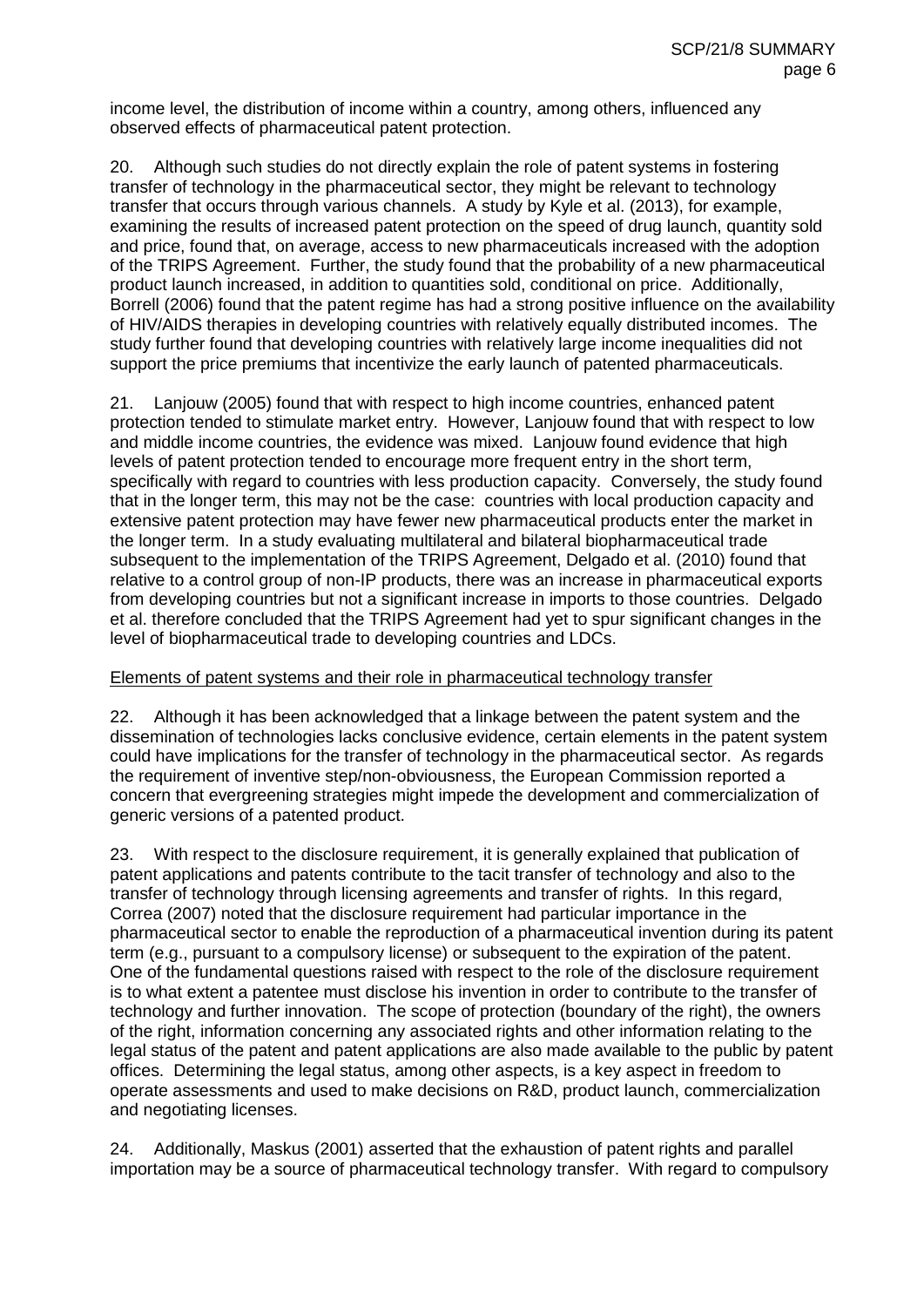income level, the distribution of income within a country, among others, influenced any observed effects of pharmaceutical patent protection.

20. Although such studies do not directly explain the role of patent systems in fostering transfer of technology in the pharmaceutical sector, they might be relevant to technology transfer that occurs through various channels. A study by Kyle et al. (2013), for example, examining the results of increased patent protection on the speed of drug launch, quantity sold and price, found that, on average, access to new pharmaceuticals increased with the adoption of the TRIPS Agreement. Further, the study found that the probability of a new pharmaceutical product launch increased, in addition to quantities sold, conditional on price. Additionally, Borrell (2006) found that the patent regime has had a strong positive influence on the availability of HIV/AIDS therapies in developing countries with relatively equally distributed incomes. The study further found that developing countries with relatively large income inequalities did not support the price premiums that incentivize the early launch of patented pharmaceuticals.

21. Lanjouw (2005) found that with respect to high income countries, enhanced patent protection tended to stimulate market entry. However, Lanjouw found that with respect to low and middle income countries, the evidence was mixed. Lanjouw found evidence that high levels of patent protection tended to encourage more frequent entry in the short term, specifically with regard to countries with less production capacity. Conversely, the study found that in the longer term, this may not be the case: countries with local production capacity and extensive patent protection may have fewer new pharmaceutical products enter the market in the longer term. In a study evaluating multilateral and bilateral biopharmaceutical trade subsequent to the implementation of the TRIPS Agreement, Delgado et al. (2010) found that relative to a control group of non-IP products, there was an increase in pharmaceutical exports from developing countries but not a significant increase in imports to those countries. Delgado et al. therefore concluded that the TRIPS Agreement had yet to spur significant changes in the level of biopharmaceutical trade to developing countries and LDCs.

## Elements of patent systems and their role in pharmaceutical technology transfer

22. Although it has been acknowledged that a linkage between the patent system and the dissemination of technologies lacks conclusive evidence, certain elements in the patent system could have implications for the transfer of technology in the pharmaceutical sector. As regards the requirement of inventive step/non-obviousness, the European Commission reported a concern that evergreening strategies might impede the development and commercialization of generic versions of a patented product.

23. With respect to the disclosure requirement, it is generally explained that publication of patent applications and patents contribute to the tacit transfer of technology and also to the transfer of technology through licensing agreements and transfer of rights. In this regard, Correa (2007) noted that the disclosure requirement had particular importance in the pharmaceutical sector to enable the reproduction of a pharmaceutical invention during its patent term (e.g., pursuant to a compulsory license) or subsequent to the expiration of the patent. One of the fundamental questions raised with respect to the role of the disclosure requirement is to what extent a patentee must disclose his invention in order to contribute to the transfer of technology and further innovation. The scope of protection (boundary of the right), the owners of the right, information concerning any associated rights and other information relating to the legal status of the patent and patent applications are also made available to the public by patent offices. Determining the legal status, among other aspects, is a key aspect in freedom to operate assessments and used to make decisions on R&D, product launch, commercialization and negotiating licenses.

24. Additionally, Maskus (2001) asserted that the exhaustion of patent rights and parallel importation may be a source of pharmaceutical technology transfer. With regard to compulsory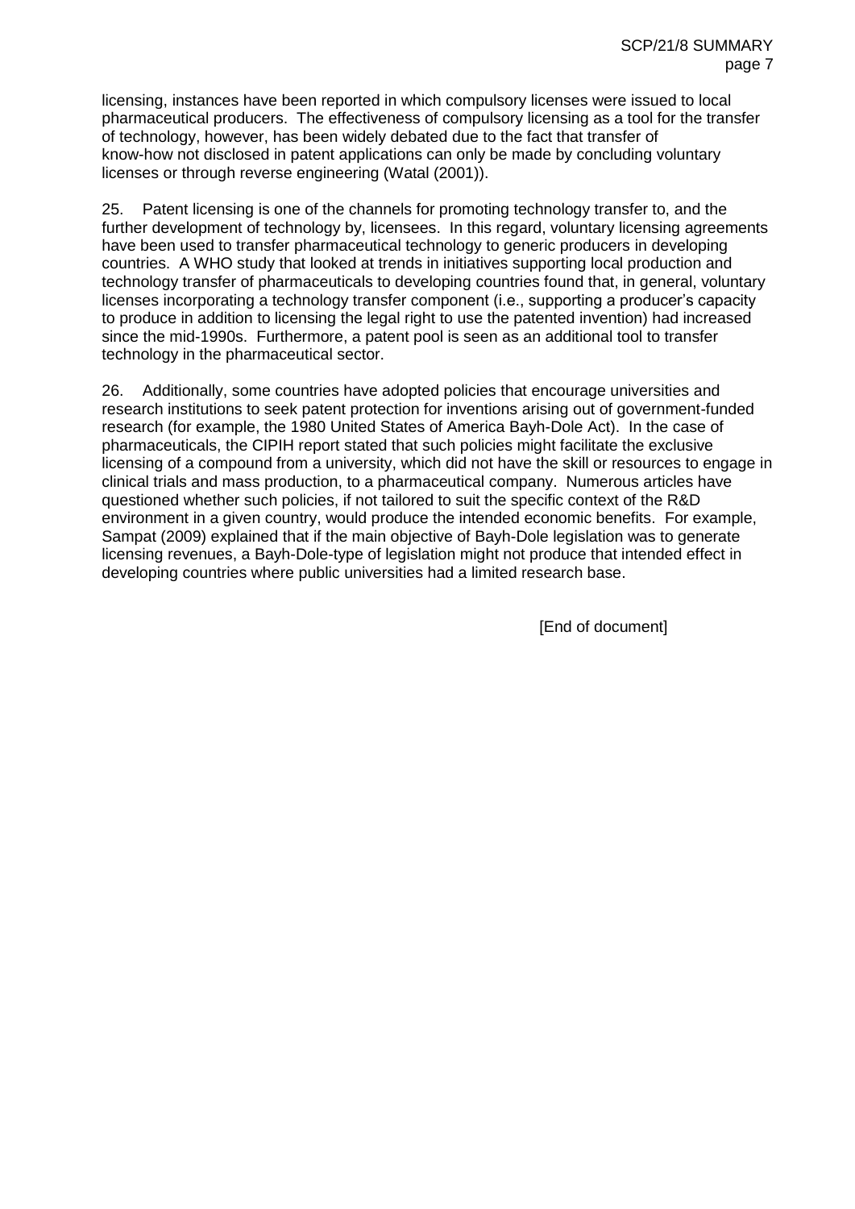licensing, instances have been reported in which compulsory licenses were issued to local pharmaceutical producers. The effectiveness of compulsory licensing as a tool for the transfer of technology, however, has been widely debated due to the fact that transfer of know-how not disclosed in patent applications can only be made by concluding voluntary licenses or through reverse engineering (Watal (2001)).

25. Patent licensing is one of the channels for promoting technology transfer to, and the further development of technology by, licensees. In this regard, voluntary licensing agreements have been used to transfer pharmaceutical technology to generic producers in developing countries. A WHO study that looked at trends in initiatives supporting local production and technology transfer of pharmaceuticals to developing countries found that, in general, voluntary licenses incorporating a technology transfer component (i.e., supporting a producer's capacity to produce in addition to licensing the legal right to use the patented invention) had increased since the mid-1990s. Furthermore, a patent pool is seen as an additional tool to transfer technology in the pharmaceutical sector.

26. Additionally, some countries have adopted policies that encourage universities and research institutions to seek patent protection for inventions arising out of government-funded research (for example, the 1980 United States of America Bayh-Dole Act). In the case of pharmaceuticals, the CIPIH report stated that such policies might facilitate the exclusive licensing of a compound from a university, which did not have the skill or resources to engage in clinical trials and mass production, to a pharmaceutical company. Numerous articles have questioned whether such policies, if not tailored to suit the specific context of the R&D environment in a given country, would produce the intended economic benefits. For example, Sampat (2009) explained that if the main objective of Bayh-Dole legislation was to generate licensing revenues, a Bayh-Dole-type of legislation might not produce that intended effect in developing countries where public universities had a limited research base.

[End of document]